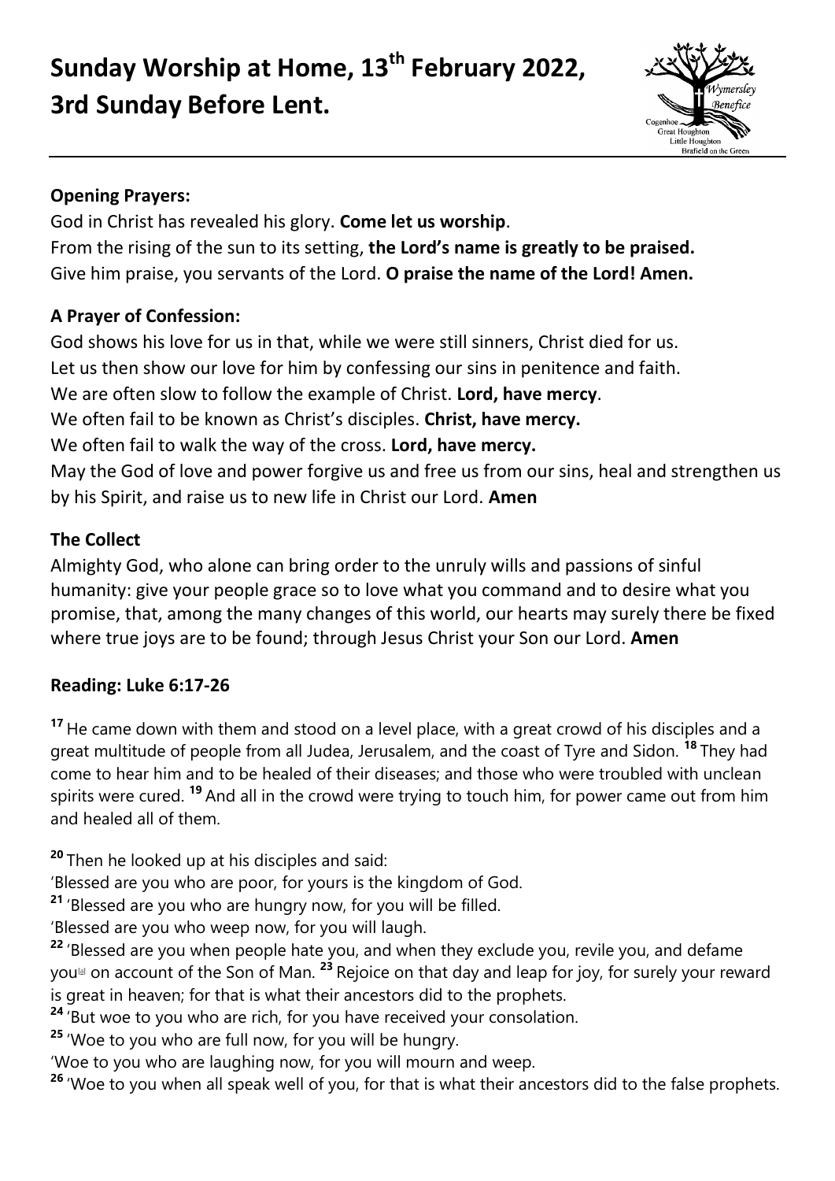# Sunday Worship at Home, 13th February 2022, 3rd Sunday Before Lent.

**Opening Prayers:**

God in Christ has revealed his glory. **Come let us worship**.
From the rising of the sun to its setting, **the Lord's name is greatly to be praised.**
Give him praise, you servants of the Lord. **O praise the name of the Lord! Amen.**

**A Prayer of Confession:**

God shows his love for us in that, while we were still sinners, Christ died for us.
Let us then show our love for him by confessing our sins in penitence and faith.
We are often slow to follow the example of Christ. **Lord, have mercy**.
We often fail to be known as Christ's disciples. **Christ, have mercy.**
We often fail to walk the way of the cross. **Lord, have mercy.**
May the God of love and power forgive us and free us from our sins, heal and strengthen us by his Spirit, and raise us to new life in Christ our Lord. **Amen**

**The Collect**

Almighty God, who alone can bring order to the unruly wills and passions of sinful humanity: give your people grace so to love what you command and to desire what you promise, that, among the many changes of this world, our hearts may surely there be fixed where true joys are to be found; through Jesus Christ your Son our Lord. **Amen**

**Reading: Luke 6:17-26**

**17** He came down with them and stood on a level place, with a great crowd of his disciples and a great multitude of people from all Judea, Jerusalem, and the coast of Tyre and Sidon. **18** They had come to hear him and to be healed of their diseases; and those who were troubled with unclean spirits were cured. **19** And all in the crowd were trying to touch him, for power came out from him and healed all of them.

**20** Then he looked up at his disciples and said:
'Blessed are you who are poor, for yours is the kingdom of God.
**21** 'Blessed are you who are hungry now, for you will be filled.
'Blessed are you who weep now, for you will laugh.
**22** 'Blessed are you when people hate you, and when they exclude you, revile you, and defame you[a] on account of the Son of Man. **23** Rejoice on that day and leap for joy, for surely your reward is great in heaven; for that is what their ancestors did to the prophets.
**24** 'But woe to you who are rich, for you have received your consolation.
**25** 'Woe to you who are full now, for you will be hungry.
'Woe to you who are laughing now, for you will mourn and weep.
**26** 'Woe to you when all speak well of you, for that is what their ancestors did to the false prophets.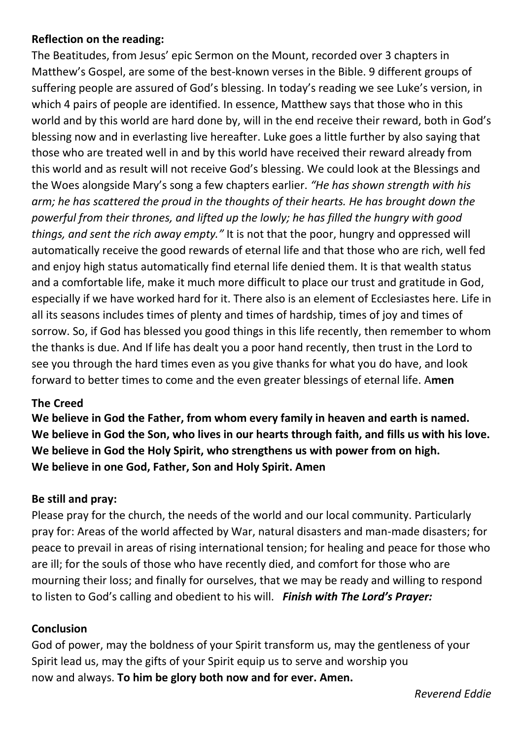**Reflection on the reading:**

The Beatitudes, from Jesus' epic Sermon on the Mount, recorded over 3 chapters in Matthew's Gospel, are some of the best-known verses in the Bible. 9 different groups of suffering people are assured of God's blessing. In today's reading we see Luke's version, in which 4 pairs of people are identified. In essence, Matthew says that those who in this world and by this world are hard done by, will in the end receive their reward, both in God's blessing now and in everlasting live hereafter. Luke goes a little further by also saying that those who are treated well in and by this world have received their reward already from this world and as result will not receive God's blessing. We could look at the Blessings and the Woes alongside Mary's song a few chapters earlier. *"He has shown strength with his arm; he has scattered the proud in the thoughts of their hearts. He has brought down the powerful from their thrones, and lifted up the lowly; he has filled the hungry with good things, and sent the rich away empty."* It is not that the poor, hungry and oppressed will automatically receive the good rewards of eternal life and that those who are rich, well fed and enjoy high status automatically find eternal life denied them. It is that wealth status and a comfortable life, make it much more difficult to place our trust and gratitude in God, especially if we have worked hard for it. There also is an element of Ecclesiastes here. Life in all its seasons includes times of plenty and times of hardship, times of joy and times of sorrow. So, if God has blessed you good things in this life recently, then remember to whom the thanks is due. And If life has dealt you a poor hand recently, then trust in the Lord to see you through the hard times even as you give thanks for what you do have, and look forward to better times to come and the even greater blessings of eternal life. A**men**

**The Creed**

**We believe in God the Father, from whom every family in heaven and earth is named.**
**We believe in God the Son, who lives in our hearts through faith, and fills us with his love.**
**We believe in God the Holy Spirit, who strengthens us with power from on high.**
**We believe in one God, Father, Son and Holy Spirit. Amen**

**Be still and pray:**

Please pray for the church, the needs of the world and our local community. Particularly pray for: Areas of the world affected by War, natural disasters and man-made disasters; for peace to prevail in areas of rising international tension; for healing and peace for those who are ill; for the souls of those who have recently died, and comfort for those who are mourning their loss; and finally for ourselves, that we may be ready and willing to respond to listen to God's calling and obedient to his will. ***Finish with The Lord's Prayer:***

**Conclusion**

God of power, may the boldness of your Spirit transform us, may the gentleness of your Spirit lead us, may the gifts of your Spirit equip us to serve and worship you now and always. **To him be glory both now and for ever. Amen.**

*Reverend Eddie*